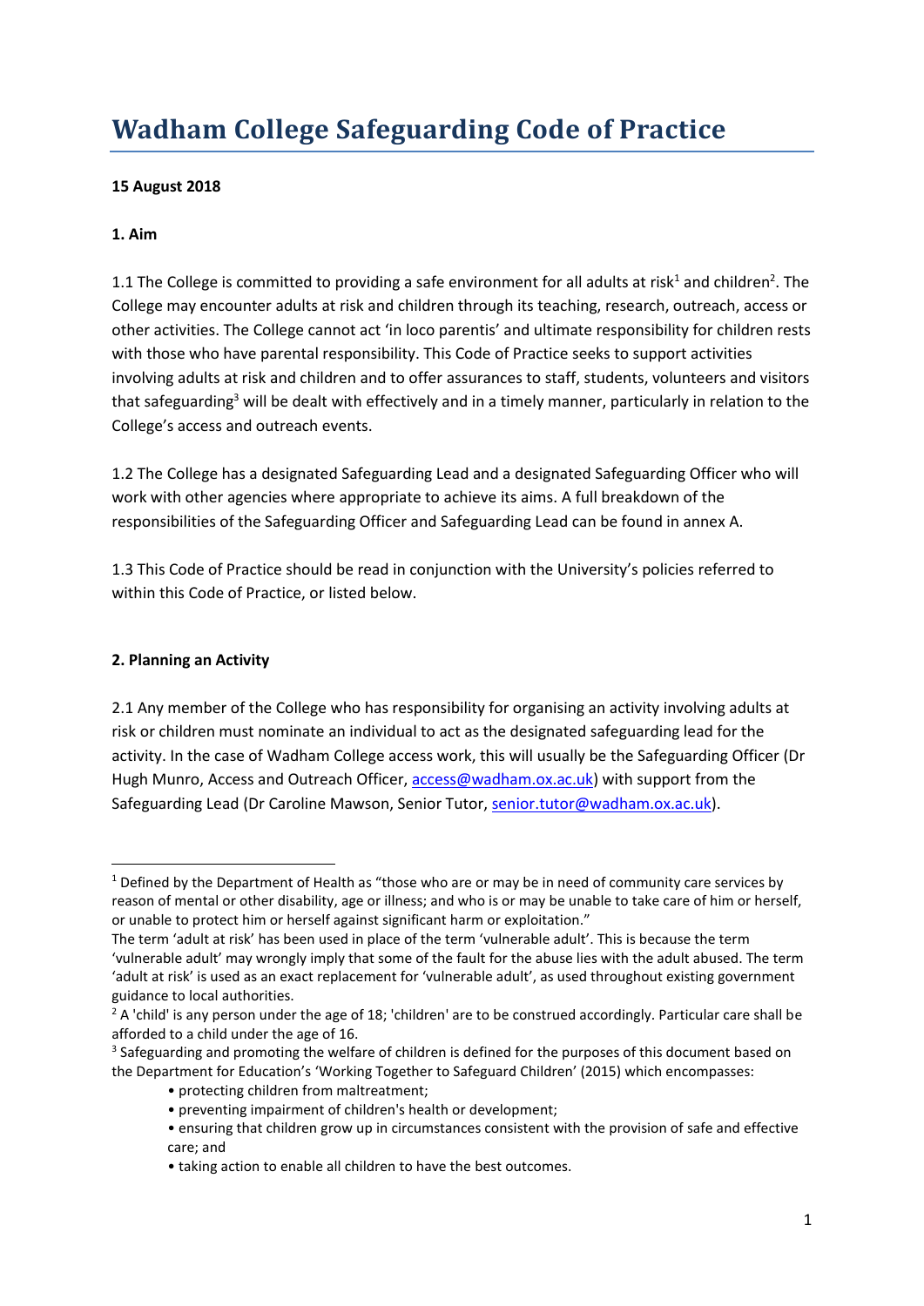# Wadham College Safeguarding Code of Practice

**15 August 2018**

**1. Aim**

1.1 The College is committed to providing a safe environment for all adults at risk[1] and children[2]. The College may encounter adults at risk and children through its teaching, research, outreach, access or other activities. The College cannot act 'in loco parentis' and ultimate responsibility for children rests with those who have parental responsibility. This Code of Practice seeks to support activities involving adults at risk and children and to offer assurances to staff, students, volunteers and visitors that safeguarding[3] will be dealt with effectively and in a timely manner, particularly in relation to the College's access and outreach events.

1.2 The College has a designated Safeguarding Lead and a designated Safeguarding Officer who will work with other agencies where appropriate to achieve its aims. A full breakdown of the responsibilities of the Safeguarding Officer and Safeguarding Lead can be found in annex A.

1.3 This Code of Practice should be read in conjunction with the University's policies referred to within this Code of Practice, or listed below.

**2. Planning an Activity**

2.1 Any member of the College who has responsibility for organising an activity involving adults at risk or children must nominate an individual to act as the designated safeguarding lead for the activity. In the case of Wadham College access work, this will usually be the Safeguarding Officer (Dr Hugh Munro, Access and Outreach Officer, access@wadham.ox.ac.uk) with support from the Safeguarding Lead (Dr Caroline Mawson, Senior Tutor, senior.tutor@wadham.ox.ac.uk).

---

[1] Defined by the Department of Health as "those who are or may be in need of community care services by reason of mental or other disability, age or illness; and who is or may be unable to take care of him or herself, or unable to protect him or herself against significant harm or exploitation."

The term 'adult at risk' has been used in place of the term 'vulnerable adult'. This is because the term 'vulnerable adult' may wrongly imply that some of the fault for the abuse lies with the adult abused. The term 'adult at risk' is used as an exact replacement for 'vulnerable adult', as used throughout existing government guidance to local authorities.

[2] A 'child' is any person under the age of 18; 'children' are to be construed accordingly. Particular care shall be afforded to a child under the age of 16.

[3] Safeguarding and promoting the welfare of children is defined for the purposes of this document based on the Department for Education's 'Working Together to Safeguard Children' (2015) which encompasses:

- protecting children from maltreatment;
- preventing impairment of children's health or development;
- ensuring that children grow up in circumstances consistent with the provision of safe and effective care; and
- taking action to enable all children to have the best outcomes.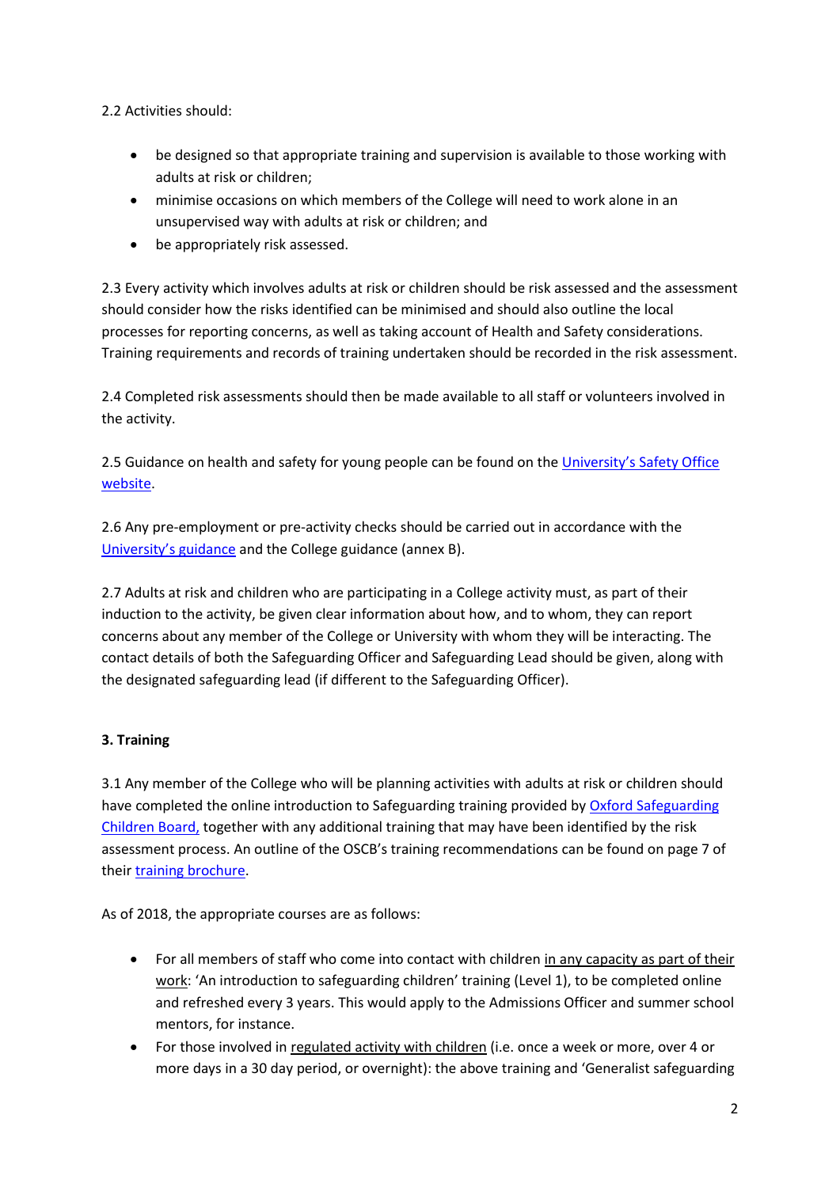2.2 Activities should:

- be designed so that appropriate training and supervision is available to those working with adults at risk or children;
- minimise occasions on which members of the College will need to work alone in an unsupervised way with adults at risk or children; and
- be appropriately risk assessed.

2.3 Every activity which involves adults at risk or children should be risk assessed and the assessment should consider how the risks identified can be minimised and should also outline the local processes for reporting concerns, as well as taking account of Health and Safety considerations. Training requirements and records of training undertaken should be recorded in the risk assessment.

2.4 Completed risk assessments should then be made available to all staff or volunteers involved in the activity.

2.5 Guidance on health and safety for young people can be found on the University's Safety Office website.

2.6 Any pre-employment or pre-activity checks should be carried out in accordance with the University's guidance and the College guidance (annex B).

2.7 Adults at risk and children who are participating in a College activity must, as part of their induction to the activity, be given clear information about how, and to whom, they can report concerns about any member of the College or University with whom they will be interacting. The contact details of both the Safeguarding Officer and Safeguarding Lead should be given, along with the designated safeguarding lead (if different to the Safeguarding Officer).

**3. Training**

3.1 Any member of the College who will be planning activities with adults at risk or children should have completed the online introduction to Safeguarding training provided by Oxford Safeguarding Children Board, together with any additional training that may have been identified by the risk assessment process. An outline of the OSCB's training recommendations can be found on page 7 of their training brochure.

As of 2018, the appropriate courses are as follows:

- For all members of staff who come into contact with children in any capacity as part of their work: 'An introduction to safeguarding children' training (Level 1), to be completed online and refreshed every 3 years. This would apply to the Admissions Officer and summer school mentors, for instance.
- For those involved in regulated activity with children (i.e. once a week or more, over 4 or more days in a 30 day period, or overnight): the above training and 'Generalist safeguarding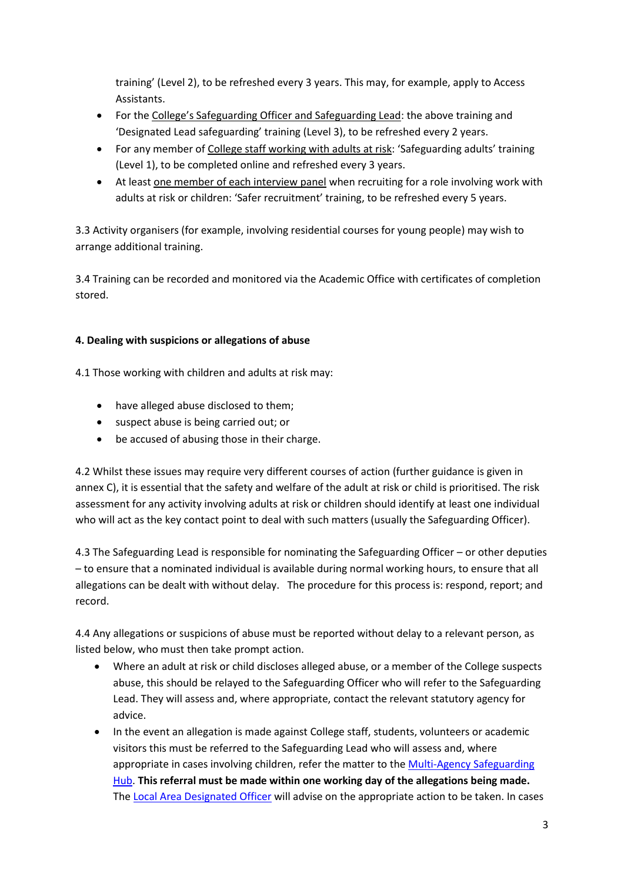training' (Level 2), to be refreshed every 3 years. This may, for example, apply to Access Assistants.

- For the College's Safeguarding Officer and Safeguarding Lead: the above training and 'Designated Lead safeguarding' training (Level 3), to be refreshed every 2 years.
- For any member of College staff working with adults at risk: 'Safeguarding adults' training (Level 1), to be completed online and refreshed every 3 years.
- At least one member of each interview panel when recruiting for a role involving work with adults at risk or children: 'Safer recruitment' training, to be refreshed every 5 years.

3.3 Activity organisers (for example, involving residential courses for young people) may wish to arrange additional training.

3.4 Training can be recorded and monitored via the Academic Office with certificates of completion stored.

**4. Dealing with suspicions or allegations of abuse**

4.1 Those working with children and adults at risk may:

- have alleged abuse disclosed to them;
- suspect abuse is being carried out; or
- be accused of abusing those in their charge.

4.2 Whilst these issues may require very different courses of action (further guidance is given in annex C), it is essential that the safety and welfare of the adult at risk or child is prioritised. The risk assessment for any activity involving adults at risk or children should identify at least one individual who will act as the key contact point to deal with such matters (usually the Safeguarding Officer).

4.3 The Safeguarding Lead is responsible for nominating the Safeguarding Officer – or other deputies – to ensure that a nominated individual is available during normal working hours, to ensure that all allegations can be dealt with without delay. The procedure for this process is: respond, report; and record.

4.4 Any allegations or suspicions of abuse must be reported without delay to a relevant person, as listed below, who must then take prompt action.

- Where an adult at risk or child discloses alleged abuse, or a member of the College suspects abuse, this should be relayed to the Safeguarding Officer who will refer to the Safeguarding Lead. They will assess and, where appropriate, contact the relevant statutory agency for advice.
- In the event an allegation is made against College staff, students, volunteers or academic visitors this must be referred to the Safeguarding Lead who will assess and, where appropriate in cases involving children, refer the matter to the Multi-Agency Safeguarding Hub. **This referral must be made within one working day of the allegations being made.** The Local Area Designated Officer will advise on the appropriate action to be taken. In cases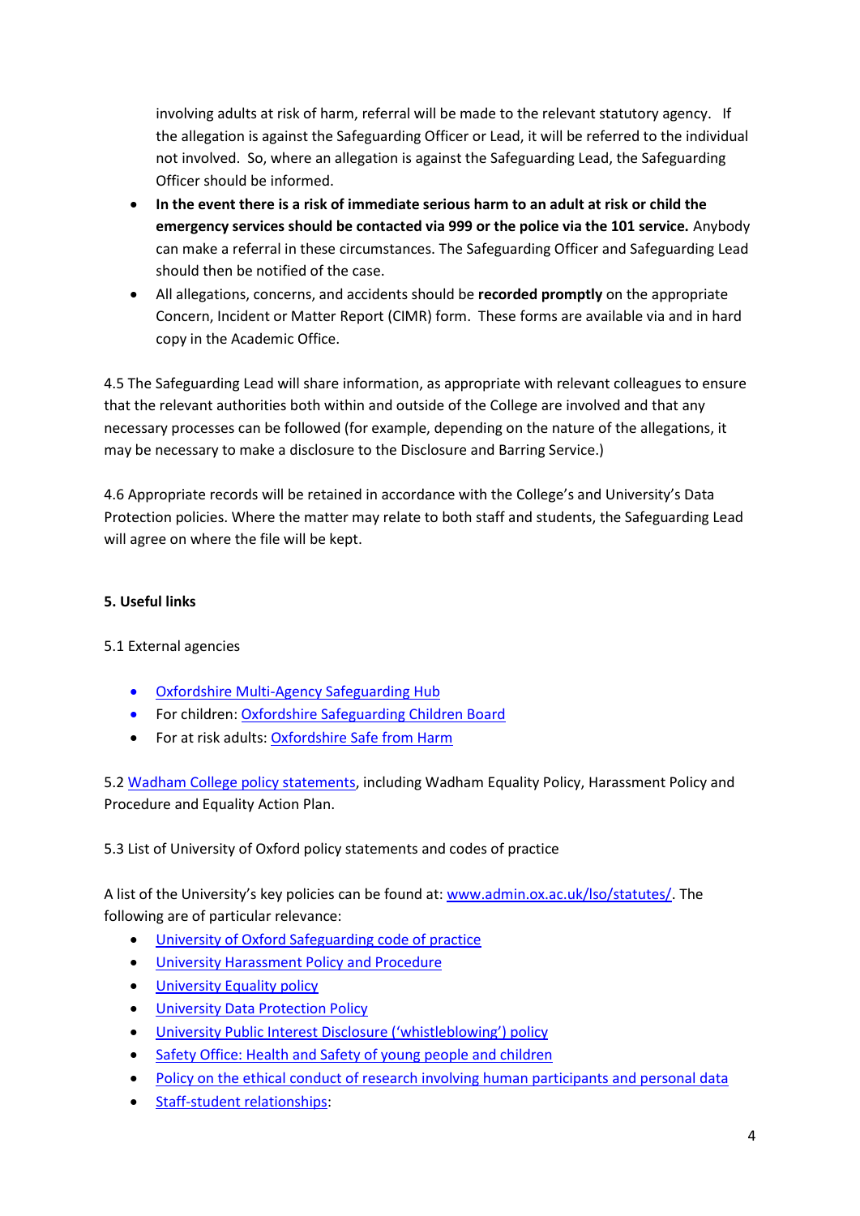involving adults at risk of harm, referral will be made to the relevant statutory agency. If the allegation is against the Safeguarding Officer or Lead, it will be referred to the individual not involved. So, where an allegation is against the Safeguarding Lead, the Safeguarding Officer should be informed.

- **In the event there is a risk of immediate serious harm to an adult at risk or child the emergency services should be contacted via 999 or the police via the 101 service.** Anybody can make a referral in these circumstances. The Safeguarding Officer and Safeguarding Lead should then be notified of the case.
- All allegations, concerns, and accidents should be **recorded promptly** on the appropriate Concern, Incident or Matter Report (CIMR) form. These forms are available via and in hard copy in the Academic Office.

4.5 The Safeguarding Lead will share information, as appropriate with relevant colleagues to ensure that the relevant authorities both within and outside of the College are involved and that any necessary processes can be followed (for example, depending on the nature of the allegations, it may be necessary to make a disclosure to the Disclosure and Barring Service.)

4.6 Appropriate records will be retained in accordance with the College's and University's Data Protection policies. Where the matter may relate to both staff and students, the Safeguarding Lead will agree on where the file will be kept.

## 5. Useful links

5.1 External agencies

- Oxfordshire Multi-Agency Safeguarding Hub
- For children: Oxfordshire Safeguarding Children Board
- For at risk adults: Oxfordshire Safe from Harm

5.2 Wadham College policy statements, including Wadham Equality Policy, Harassment Policy and Procedure and Equality Action Plan.

5.3 List of University of Oxford policy statements and codes of practice

A list of the University's key policies can be found at: www.admin.ox.ac.uk/lso/statutes/. The following are of particular relevance:

- University of Oxford Safeguarding code of practice
- University Harassment Policy and Procedure
- University Equality policy
- University Data Protection Policy
- University Public Interest Disclosure ('whistleblowing') policy
- Safety Office: Health and Safety of young people and children
- Policy on the ethical conduct of research involving human participants and personal data
- Staff-student relationships: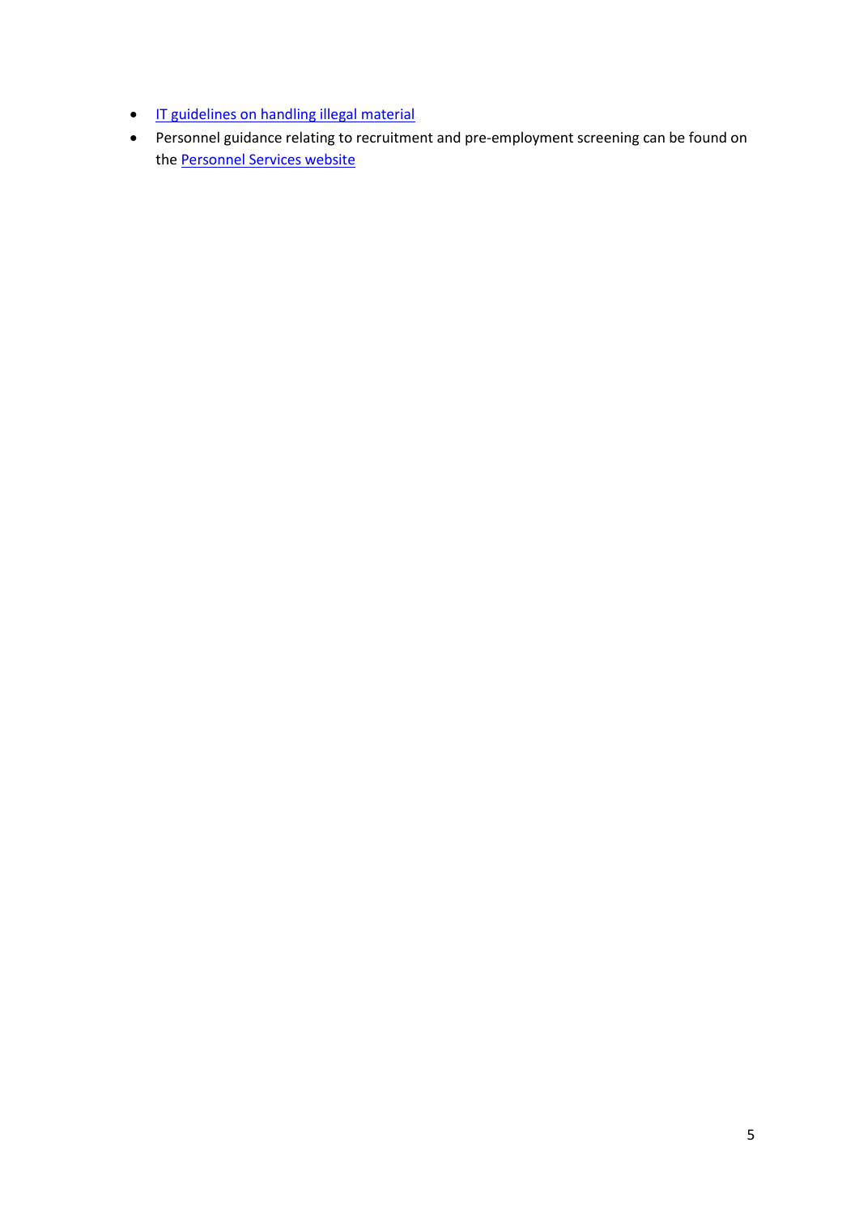- IT guidelines on handling illegal material
- Personnel guidance relating to recruitment and pre-employment screening can be found on the Personnel Services website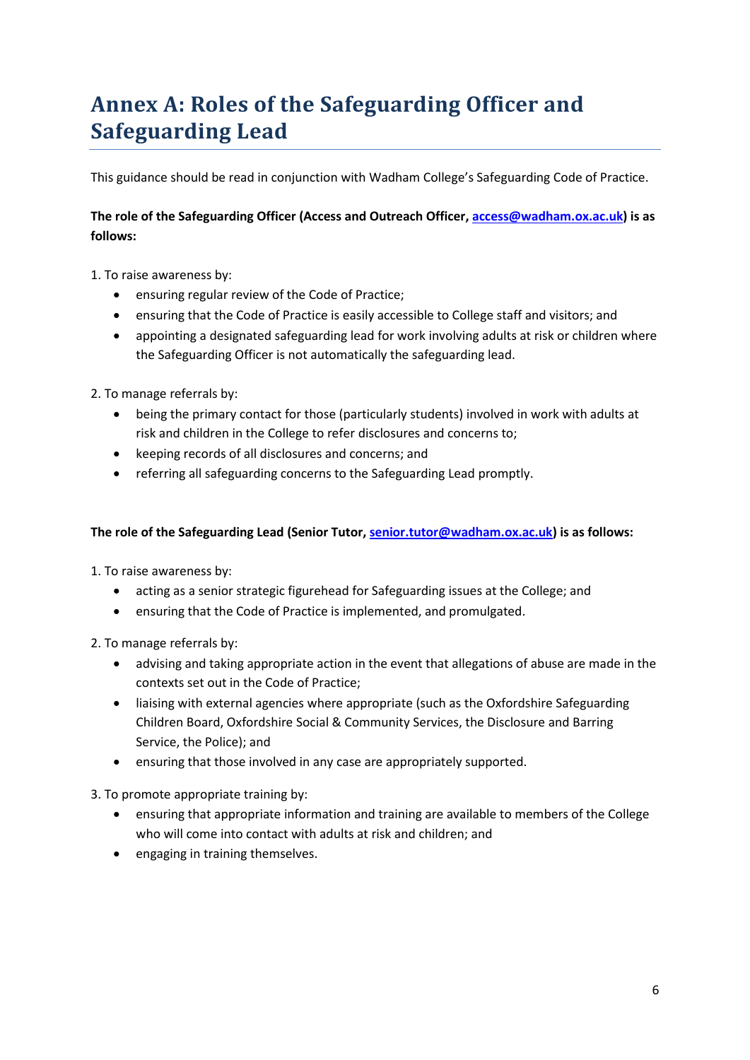# Annex A: Roles of the Safeguarding Officer and Safeguarding Lead

This guidance should be read in conjunction with Wadham College's Safeguarding Code of Practice.

**The role of the Safeguarding Officer (Access and Outreach Officer, access@wadham.ox.ac.uk) is as follows:**

1. To raise awareness by:
   - ensuring regular review of the Code of Practice;
   - ensuring that the Code of Practice is easily accessible to College staff and visitors; and
   - appointing a designated safeguarding lead for work involving adults at risk or children where the Safeguarding Officer is not automatically the safeguarding lead.

2. To manage referrals by:
   - being the primary contact for those (particularly students) involved in work with adults at risk and children in the College to refer disclosures and concerns to;
   - keeping records of all disclosures and concerns; and
   - referring all safeguarding concerns to the Safeguarding Lead promptly.

**The role of the Safeguarding Lead (Senior Tutor, senior.tutor@wadham.ox.ac.uk) is as follows:**

1. To raise awareness by:
   - acting as a senior strategic figurehead for Safeguarding issues at the College; and
   - ensuring that the Code of Practice is implemented, and promulgated.

2. To manage referrals by:
   - advising and taking appropriate action in the event that allegations of abuse are made in the contexts set out in the Code of Practice;
   - liaising with external agencies where appropriate (such as the Oxfordshire Safeguarding Children Board, Oxfordshire Social & Community Services, the Disclosure and Barring Service, the Police); and
   - ensuring that those involved in any case are appropriately supported.

3. To promote appropriate training by:
   - ensuring that appropriate information and training are available to members of the College who will come into contact with adults at risk and children; and
   - engaging in training themselves.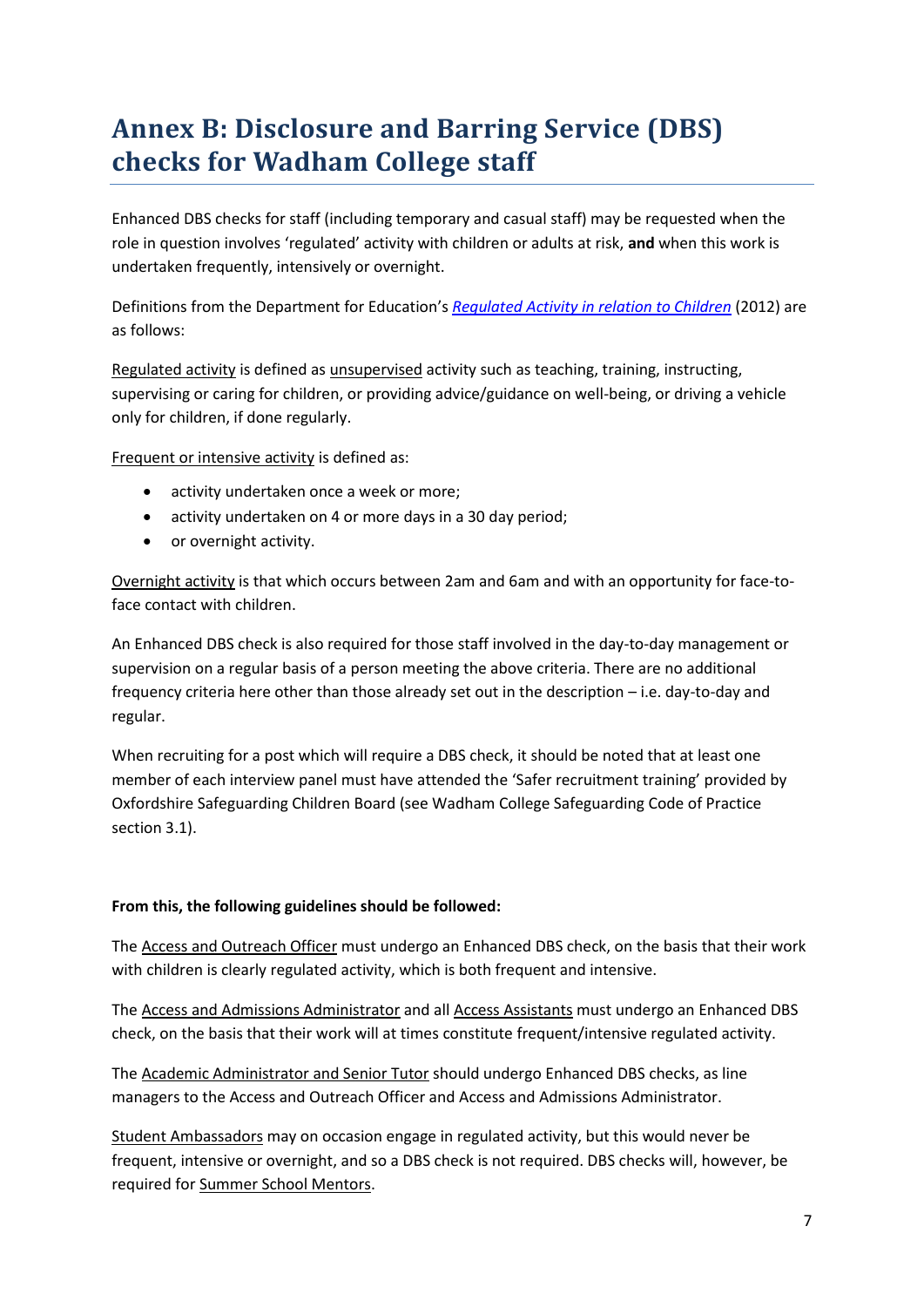# Annex B: Disclosure and Barring Service (DBS) checks for Wadham College staff

Enhanced DBS checks for staff (including temporary and casual staff) may be requested when the role in question involves 'regulated' activity with children or adults at risk, **and** when this work is undertaken frequently, intensively or overnight.

Definitions from the Department for Education's [*Regulated Activity in relation to Children*]() (2012) are as follows:

Regulated activity is defined as unsupervised activity such as teaching, training, instructing, supervising or caring for children, or providing advice/guidance on well-being, or driving a vehicle only for children, if done regularly.

Frequent or intensive activity is defined as:

- activity undertaken once a week or more;
- activity undertaken on 4 or more days in a 30 day period;
- or overnight activity.

Overnight activity is that which occurs between 2am and 6am and with an opportunity for face-to-face contact with children.

An Enhanced DBS check is also required for those staff involved in the day-to-day management or supervision on a regular basis of a person meeting the above criteria. There are no additional frequency criteria here other than those already set out in the description – i.e. day-to-day and regular.

When recruiting for a post which will require a DBS check, it should be noted that at least one member of each interview panel must have attended the 'Safer recruitment training' provided by Oxfordshire Safeguarding Children Board (see Wadham College Safeguarding Code of Practice section 3.1).

**From this, the following guidelines should be followed:**

The Access and Outreach Officer must undergo an Enhanced DBS check, on the basis that their work with children is clearly regulated activity, which is both frequent and intensive.

The Access and Admissions Administrator and all Access Assistants must undergo an Enhanced DBS check, on the basis that their work will at times constitute frequent/intensive regulated activity.

The Academic Administrator and Senior Tutor should undergo Enhanced DBS checks, as line managers to the Access and Outreach Officer and Access and Admissions Administrator.

Student Ambassadors may on occasion engage in regulated activity, but this would never be frequent, intensive or overnight, and so a DBS check is not required. DBS checks will, however, be required for Summer School Mentors.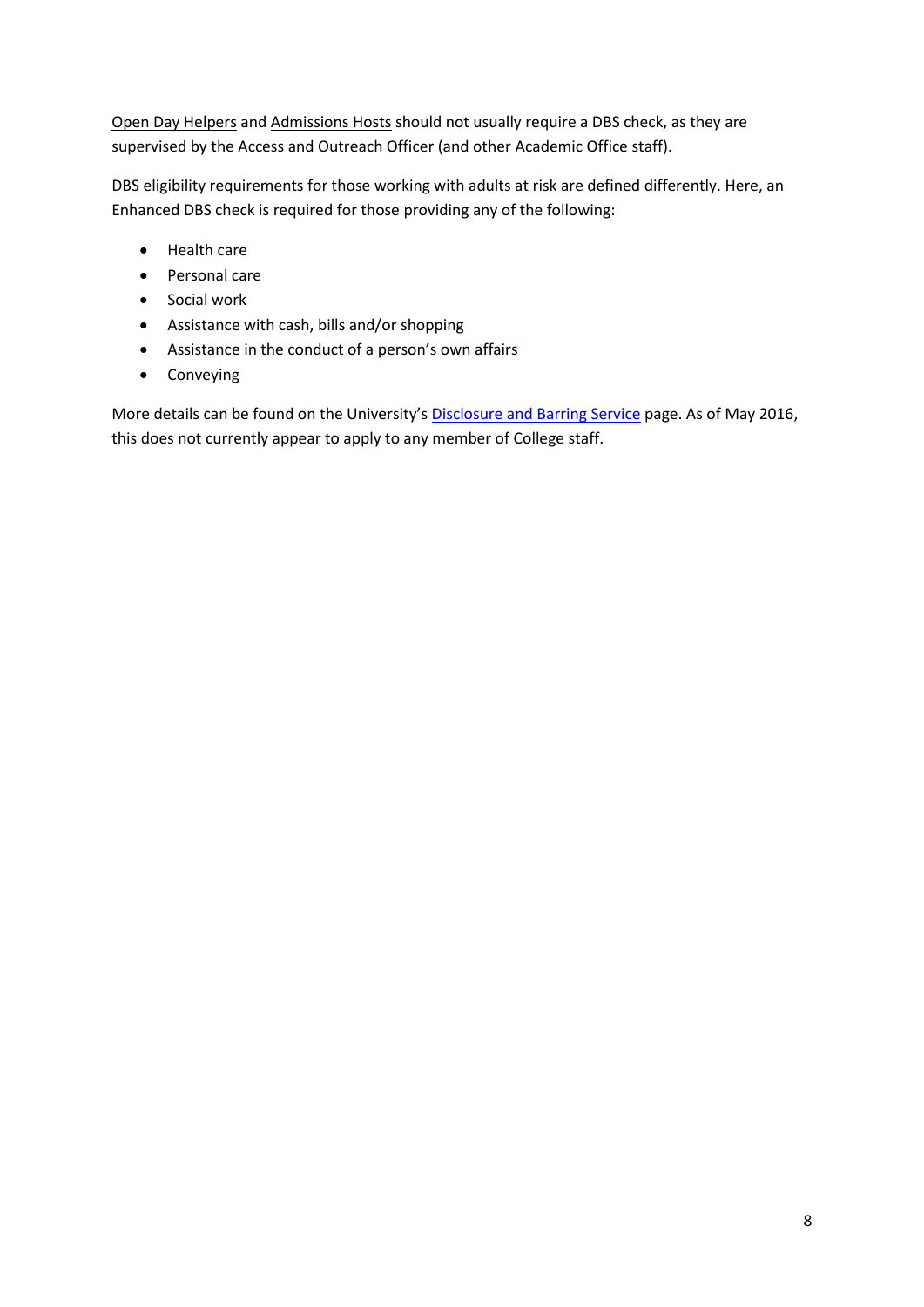Open Day Helpers and Admissions Hosts should not usually require a DBS check, as they are supervised by the Access and Outreach Officer (and other Academic Office staff).

DBS eligibility requirements for those working with adults at risk are defined differently. Here, an Enhanced DBS check is required for those providing any of the following:

- Health care
- Personal care
- Social work
- Assistance with cash, bills and/or shopping
- Assistance in the conduct of a person's own affairs
- Conveying

More details can be found on the University's Disclosure and Barring Service page. As of May 2016, this does not currently appear to apply to any member of College staff.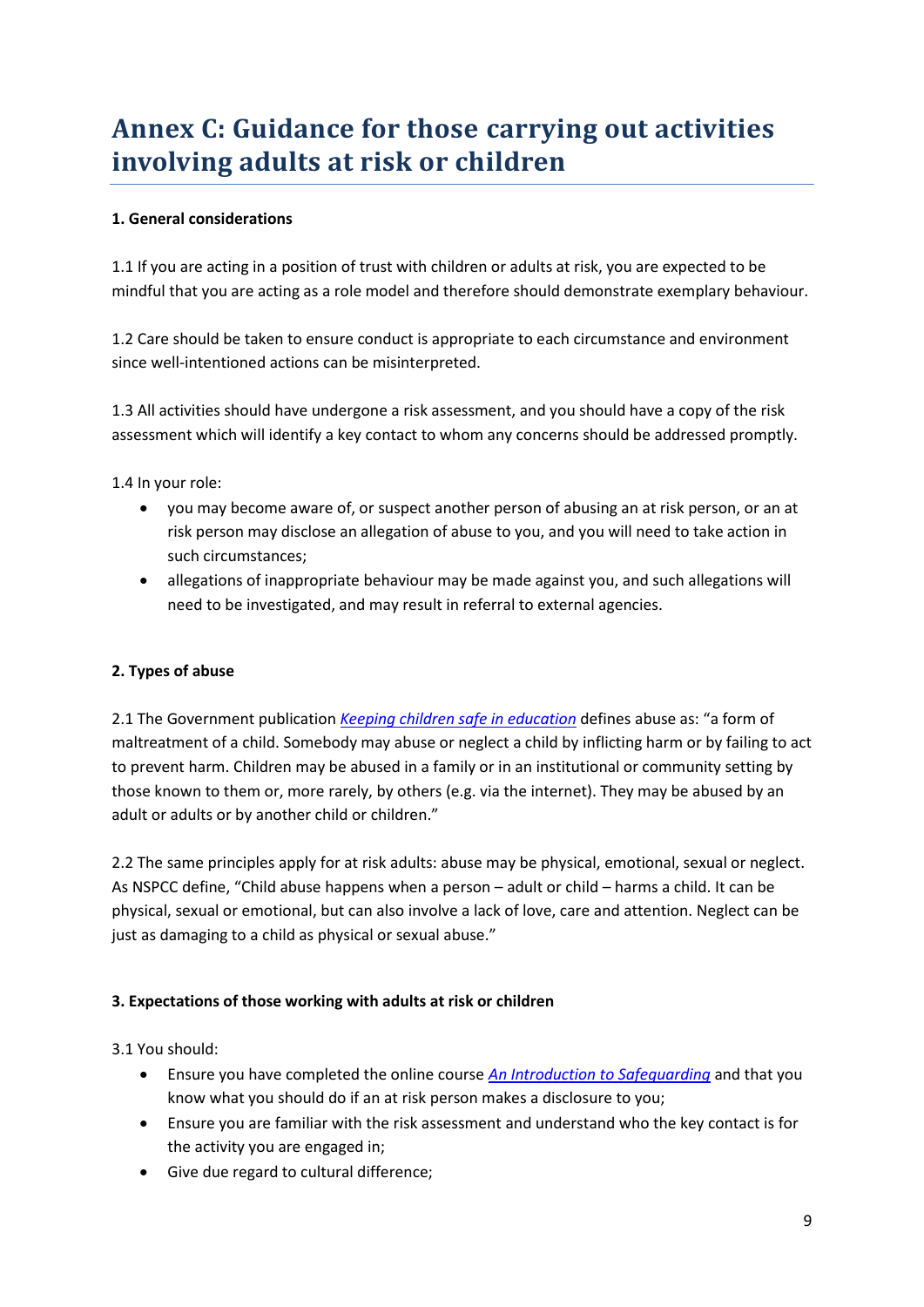# Annex C: Guidance for those carrying out activities involving adults at risk or children

**1. General considerations**

1.1 If you are acting in a position of trust with children or adults at risk, you are expected to be mindful that you are acting as a role model and therefore should demonstrate exemplary behaviour.

1.2 Care should be taken to ensure conduct is appropriate to each circumstance and environment since well-intentioned actions can be misinterpreted.

1.3 All activities should have undergone a risk assessment, and you should have a copy of the risk assessment which will identify a key contact to whom any concerns should be addressed promptly.

1.4 In your role:

- you may become aware of, or suspect another person of abusing an at risk person, or an at risk person may disclose an allegation of abuse to you, and you will need to take action in such circumstances;
- allegations of inappropriate behaviour may be made against you, and such allegations will need to be investigated, and may result in referral to external agencies.

**2. Types of abuse**

2.1 The Government publication *Keeping children safe in education* defines abuse as: "a form of maltreatment of a child. Somebody may abuse or neglect a child by inflicting harm or by failing to act to prevent harm. Children may be abused in a family or in an institutional or community setting by those known to them or, more rarely, by others (e.g. via the internet). They may be abused by an adult or adults or by another child or children."

2.2 The same principles apply for at risk adults: abuse may be physical, emotional, sexual or neglect. As NSPCC define, "Child abuse happens when a person – adult or child – harms a child. It can be physical, sexual or emotional, but can also involve a lack of love, care and attention. Neglect can be just as damaging to a child as physical or sexual abuse."

**3. Expectations of those working with adults at risk or children**

3.1 You should:

- Ensure you have completed the online course *An Introduction to Safeguarding* and that you know what you should do if an at risk person makes a disclosure to you;
- Ensure you are familiar with the risk assessment and understand who the key contact is for the activity you are engaged in;
- Give due regard to cultural difference;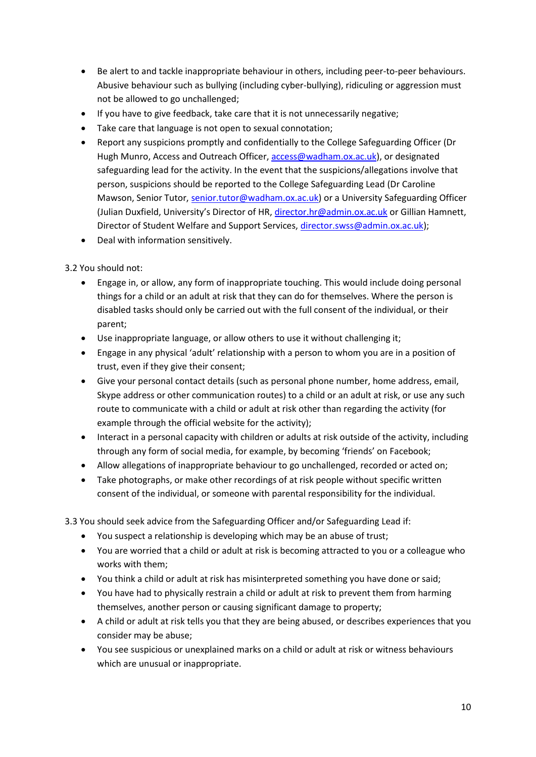- Be alert to and tackle inappropriate behaviour in others, including peer-to-peer behaviours. Abusive behaviour such as bullying (including cyber-bullying), ridiculing or aggression must not be allowed to go unchallenged;
- If you have to give feedback, take care that it is not unnecessarily negative;
- Take care that language is not open to sexual connotation;
- Report any suspicions promptly and confidentially to the College Safeguarding Officer (Dr Hugh Munro, Access and Outreach Officer, access@wadham.ox.ac.uk), or designated safeguarding lead for the activity. In the event that the suspicions/allegations involve that person, suspicions should be reported to the College Safeguarding Lead (Dr Caroline Mawson, Senior Tutor, senior.tutor@wadham.ox.ac.uk) or a University Safeguarding Officer (Julian Duxfield, University's Director of HR, director.hr@admin.ox.ac.uk or Gillian Hamnett, Director of Student Welfare and Support Services, director.swss@admin.ox.ac.uk);
- Deal with information sensitively.

3.2 You should not:

- Engage in, or allow, any form of inappropriate touching. This would include doing personal things for a child or an adult at risk that they can do for themselves. Where the person is disabled tasks should only be carried out with the full consent of the individual, or their parent;
- Use inappropriate language, or allow others to use it without challenging it;
- Engage in any physical 'adult' relationship with a person to whom you are in a position of trust, even if they give their consent;
- Give your personal contact details (such as personal phone number, home address, email, Skype address or other communication routes) to a child or an adult at risk, or use any such route to communicate with a child or adult at risk other than regarding the activity (for example through the official website for the activity);
- Interact in a personal capacity with children or adults at risk outside of the activity, including through any form of social media, for example, by becoming 'friends' on Facebook;
- Allow allegations of inappropriate behaviour to go unchallenged, recorded or acted on;
- Take photographs, or make other recordings of at risk people without specific written consent of the individual, or someone with parental responsibility for the individual.

3.3 You should seek advice from the Safeguarding Officer and/or Safeguarding Lead if:

- You suspect a relationship is developing which may be an abuse of trust;
- You are worried that a child or adult at risk is becoming attracted to you or a colleague who works with them;
- You think a child or adult at risk has misinterpreted something you have done or said;
- You have had to physically restrain a child or adult at risk to prevent them from harming themselves, another person or causing significant damage to property;
- A child or adult at risk tells you that they are being abused, or describes experiences that you consider may be abuse;
- You see suspicious or unexplained marks on a child or adult at risk or witness behaviours which are unusual or inappropriate.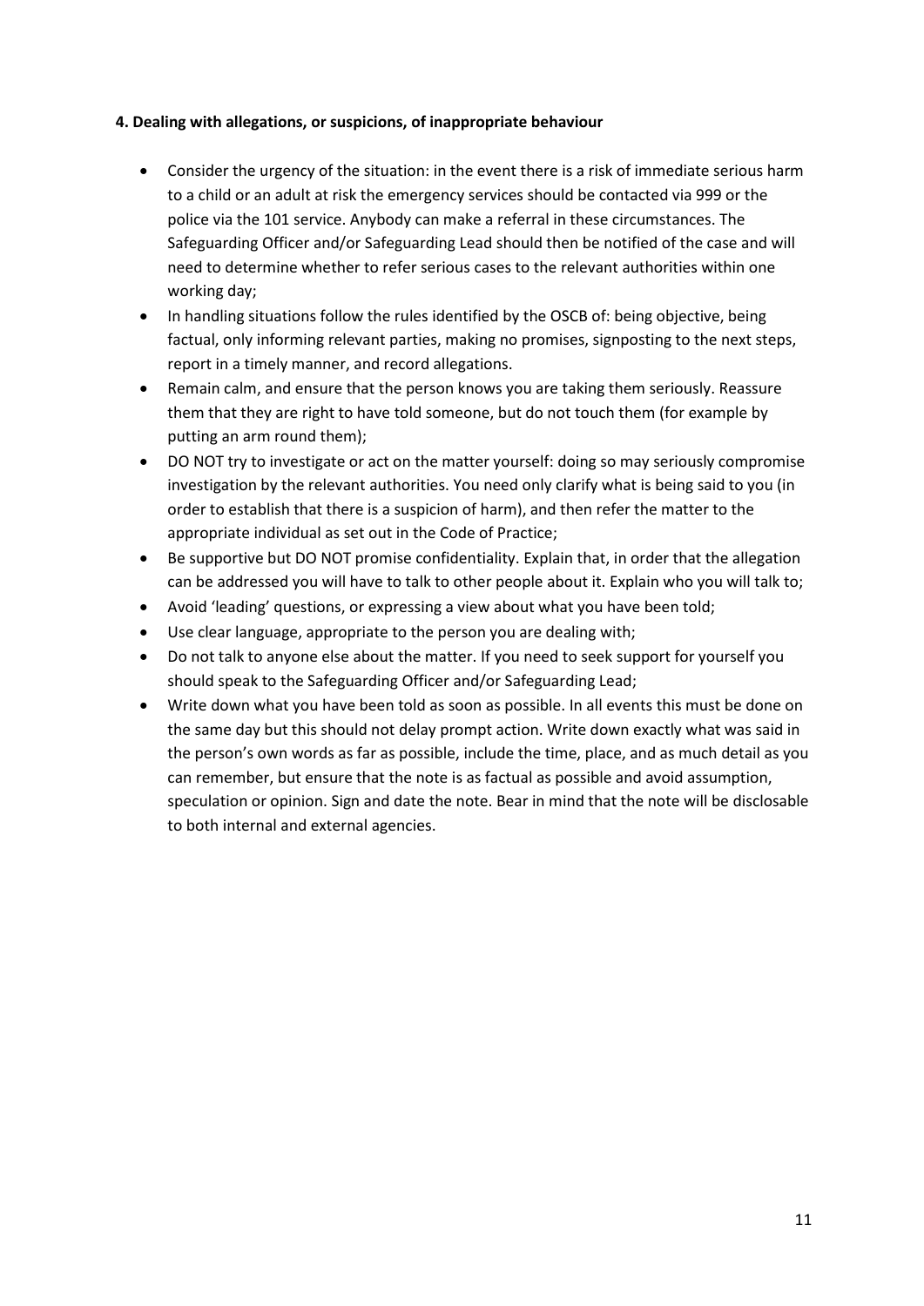**4. Dealing with allegations, or suspicions, of inappropriate behaviour**

- Consider the urgency of the situation: in the event there is a risk of immediate serious harm to a child or an adult at risk the emergency services should be contacted via 999 or the police via the 101 service. Anybody can make a referral in these circumstances. The Safeguarding Officer and/or Safeguarding Lead should then be notified of the case and will need to determine whether to refer serious cases to the relevant authorities within one working day;
- In handling situations follow the rules identified by the OSCB of: being objective, being factual, only informing relevant parties, making no promises, signposting to the next steps, report in a timely manner, and record allegations.
- Remain calm, and ensure that the person knows you are taking them seriously. Reassure them that they are right to have told someone, but do not touch them (for example by putting an arm round them);
- DO NOT try to investigate or act on the matter yourself: doing so may seriously compromise investigation by the relevant authorities. You need only clarify what is being said to you (in order to establish that there is a suspicion of harm), and then refer the matter to the appropriate individual as set out in the Code of Practice;
- Be supportive but DO NOT promise confidentiality. Explain that, in order that the allegation can be addressed you will have to talk to other people about it. Explain who you will talk to;
- Avoid 'leading' questions, or expressing a view about what you have been told;
- Use clear language, appropriate to the person you are dealing with;
- Do not talk to anyone else about the matter. If you need to seek support for yourself you should speak to the Safeguarding Officer and/or Safeguarding Lead;
- Write down what you have been told as soon as possible. In all events this must be done on the same day but this should not delay prompt action. Write down exactly what was said in the person's own words as far as possible, include the time, place, and as much detail as you can remember, but ensure that the note is as factual as possible and avoid assumption, speculation or opinion. Sign and date the note. Bear in mind that the note will be disclosable to both internal and external agencies.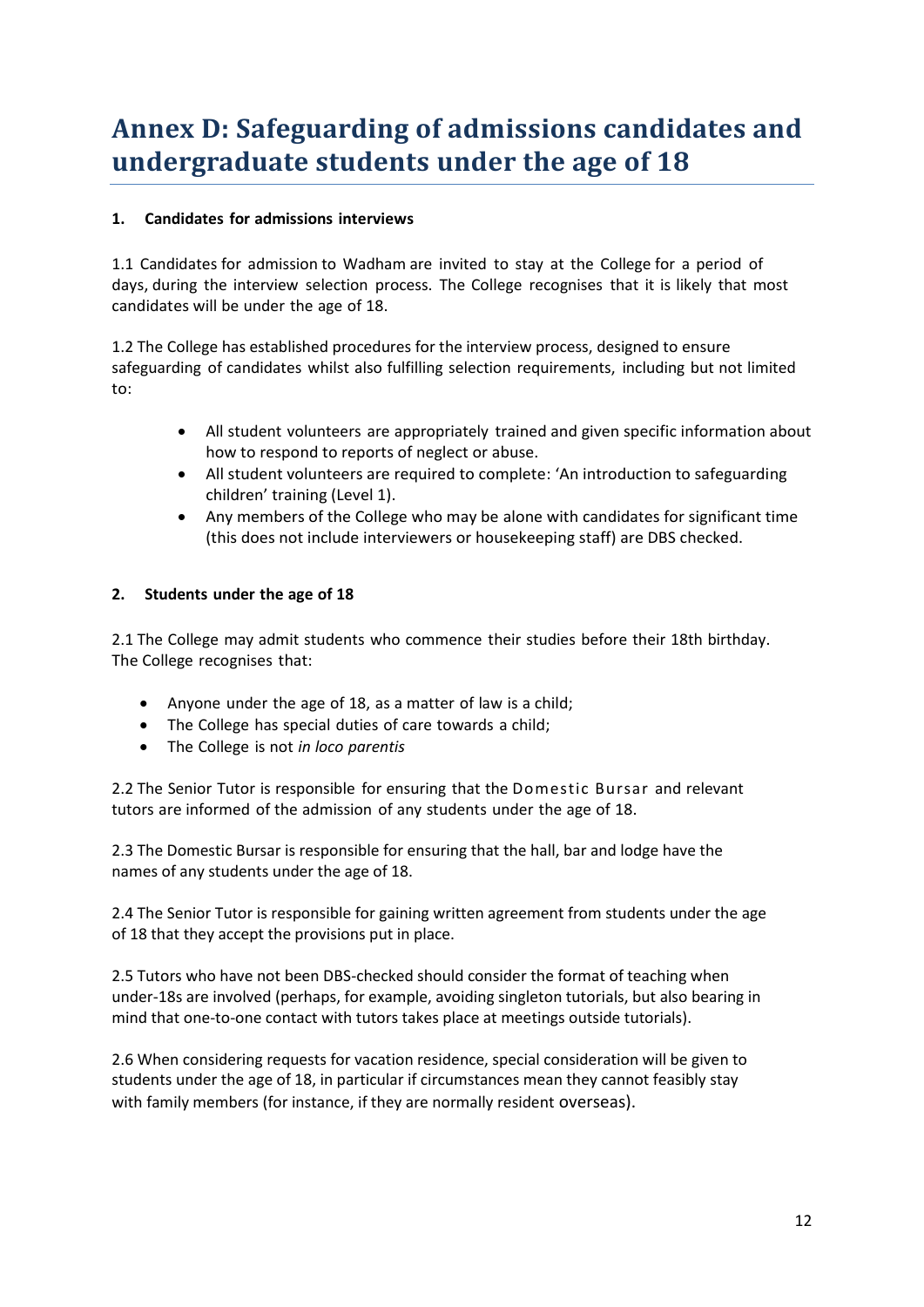# Annex D: Safeguarding of admissions candidates and undergraduate students under the age of 18

**1. Candidates for admissions interviews**

1.1 Candidates for admission to Wadham are invited to stay at the College for a period of days, during the interview selection process. The College recognises that it is likely that most candidates will be under the age of 18.

1.2 The College has established procedures for the interview process, designed to ensure safeguarding of candidates whilst also fulfilling selection requirements, including but not limited to:

- All student volunteers are appropriately trained and given specific information about how to respond to reports of neglect or abuse.
- All student volunteers are required to complete: 'An introduction to safeguarding children' training (Level 1).
- Any members of the College who may be alone with candidates for significant time (this does not include interviewers or housekeeping staff) are DBS checked.

**2. Students under the age of 18**

2.1 The College may admit students who commence their studies before their 18th birthday. The College recognises that:

- Anyone under the age of 18, as a matter of law is a child;
- The College has special duties of care towards a child;
- The College is not *in loco parentis*

2.2 The Senior Tutor is responsible for ensuring that the Domestic Bursar and relevant tutors are informed of the admission of any students under the age of 18.

2.3 The Domestic Bursar is responsible for ensuring that the hall, bar and lodge have the names of any students under the age of 18.

2.4 The Senior Tutor is responsible for gaining written agreement from students under the age of 18 that they accept the provisions put in place.

2.5 Tutors who have not been DBS-checked should consider the format of teaching when under-18s are involved (perhaps, for example, avoiding singleton tutorials, but also bearing in mind that one-to-one contact with tutors takes place at meetings outside tutorials).

2.6 When considering requests for vacation residence, special consideration will be given to students under the age of 18, in particular if circumstances mean they cannot feasibly stay with family members (for instance, if they are normally resident overseas).